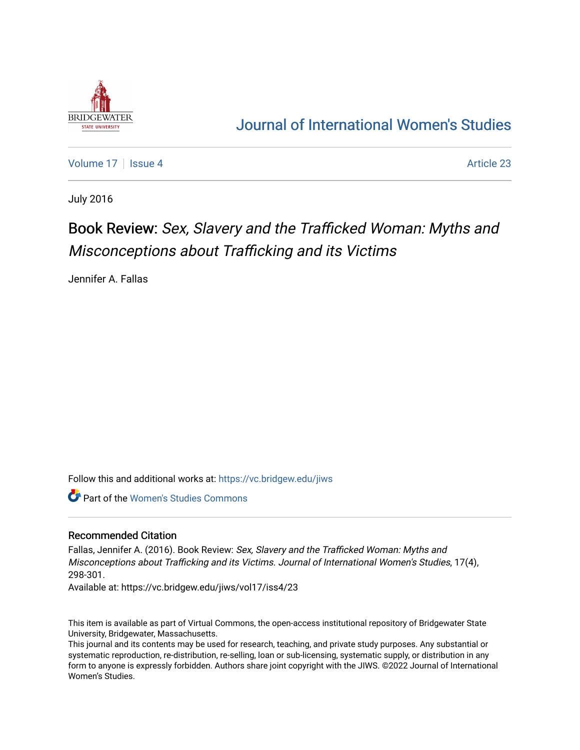# Journal of International Women's Studies

Volume 17 | Issue 4 | Article 23

July 2016

## Book Review: *Sex, Slavery and the Trafficked Woman: Myths and Misconceptions about Trafficking and its Victims*

Jennifer A. Fallas

Follow this and additional works at: https://vc.bridgew.edu/jiws

Part of the Women's Studies Commons

### Recommended Citation

Fallas, Jennifer A. (2016). Book Review: *Sex, Slavery and the Trafficked Woman: Myths and Misconceptions about Trafficking and its Victims*. *Journal of International Women's Studies*, 17(4), 298-301.

Available at: https://vc.bridgew.edu/jiws/vol17/iss4/23

This item is available as part of Virtual Commons, the open-access institutional repository of Bridgewater State University, Bridgewater, Massachusetts.

This journal and its contents may be used for research, teaching, and private study purposes. Any substantial or systematic reproduction, re-distribution, re-selling, loan or sub-licensing, systematic supply, or distribution in any form to anyone is expressly forbidden. Authors share joint copyright with the JIWS. ©2022 Journal of International Women's Studies.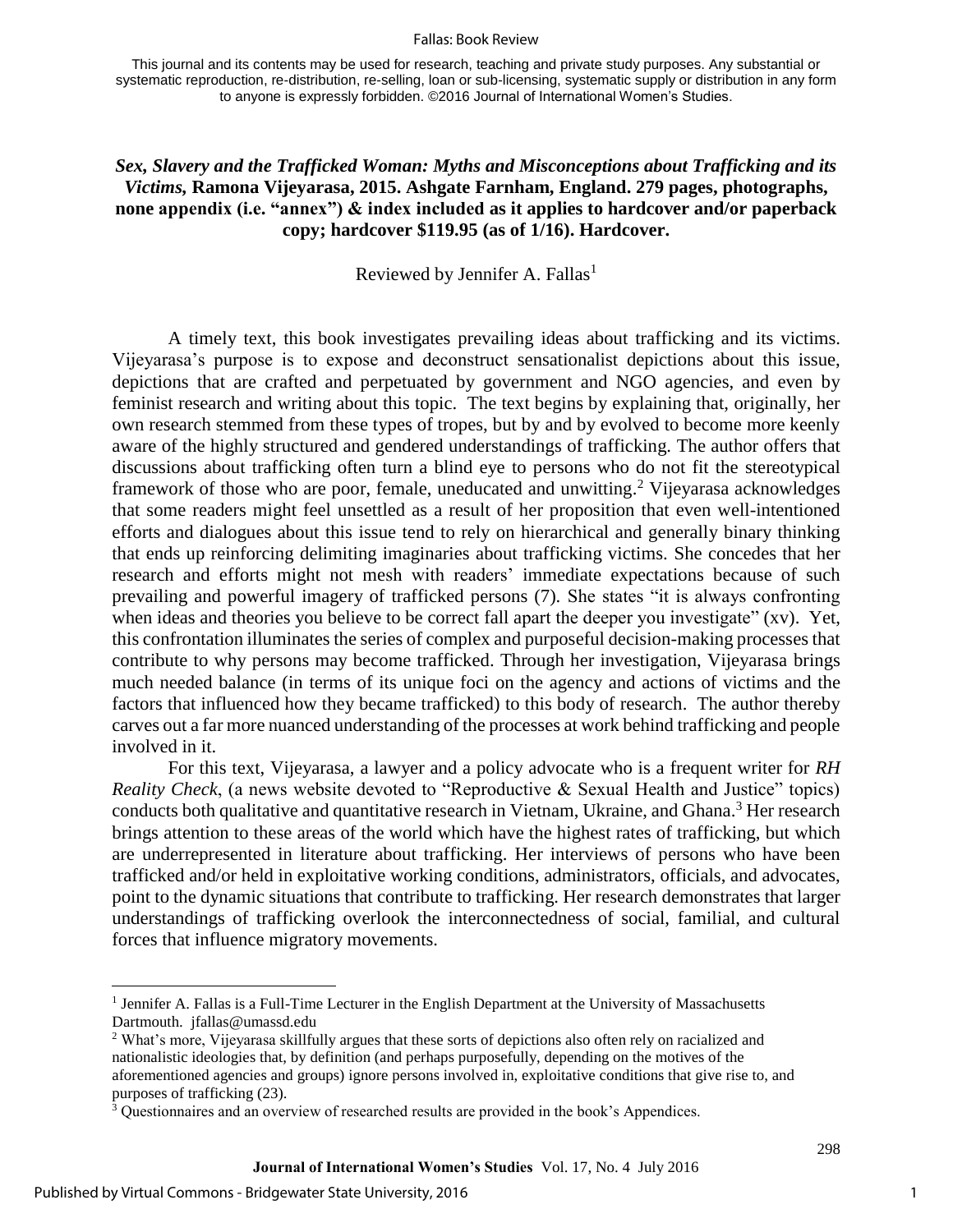This journal and its contents may be used for research, teaching and private study purposes. Any substantial or systematic reproduction, re-distribution, re-selling, loan or sub-licensing, systematic supply or distribution in any form to anyone is expressly forbidden. ©2016 Journal of International Women's Studies.

## *Sex, Slavery and the Trafficked Woman: Myths and Misconceptions about Trafficking and its Victims,* Ramona Vijeyarasa, 2015. Ashgate Farnham, England. 279 pages, photographs, none appendix (i.e. "annex") & index included as it applies to hardcover and/or paperback copy; hardcover $119.95 (as of 1/16). Hardcover.

Reviewed by Jennifer A. Fallas[1]

A timely text, this book investigates prevailing ideas about trafficking and its victims. Vijeyarasa's purpose is to expose and deconstruct sensationalist depictions about this issue, depictions that are crafted and perpetuated by government and NGO agencies, and even by feminist research and writing about this topic. The text begins by explaining that, originally, her own research stemmed from these types of tropes, but by and by evolved to become more keenly aware of the highly structured and gendered understandings of trafficking. The author offers that discussions about trafficking often turn a blind eye to persons who do not fit the stereotypical framework of those who are poor, female, uneducated and unwitting.[2] Vijeyarasa acknowledges that some readers might feel unsettled as a result of her proposition that even well-intentioned efforts and dialogues about this issue tend to rely on hierarchical and generally binary thinking that ends up reinforcing delimiting imaginaries about trafficking victims. She concedes that her research and efforts might not mesh with readers' immediate expectations because of such prevailing and powerful imagery of trafficked persons (7). She states "it is always confronting when ideas and theories you believe to be correct fall apart the deeper you investigate" (xv). Yet, this confrontation illuminates the series of complex and purposeful decision-making processes that contribute to why persons may become trafficked. Through her investigation, Vijeyarasa brings much needed balance (in terms of its unique foci on the agency and actions of victims and the factors that influenced how they became trafficked) to this body of research. The author thereby carves out a far more nuanced understanding of the processes at work behind trafficking and people involved in it.

For this text, Vijeyarasa, a lawyer and a policy advocate who is a frequent writer for *RH Reality Check*, (a news website devoted to "Reproductive & Sexual Health and Justice" topics) conducts both qualitative and quantitative research in Vietnam, Ukraine, and Ghana.[3] Her research brings attention to these areas of the world which have the highest rates of trafficking, but which are underrepresented in literature about trafficking. Her interviews of persons who have been trafficked and/or held in exploitative working conditions, administrators, officials, and advocates, point to the dynamic situations that contribute to trafficking. Her research demonstrates that larger understandings of trafficking overlook the interconnectedness of social, familial, and cultural forces that influence migratory movements.

---

[1] Jennifer A. Fallas is a Full-Time Lecturer in the English Department at the University of Massachusetts Dartmouth. jfallas@umassd.edu

[2] What's more, Vijeyarasa skillfully argues that these sorts of depictions also often rely on racialized and nationalistic ideologies that, by definition (and perhaps purposefully, depending on the motives of the aforementioned agencies and groups) ignore persons involved in, exploitative conditions that give rise to, and purposes of trafficking (23).

[3] Questionnaires and an overview of researched results are provided in the book's Appendices.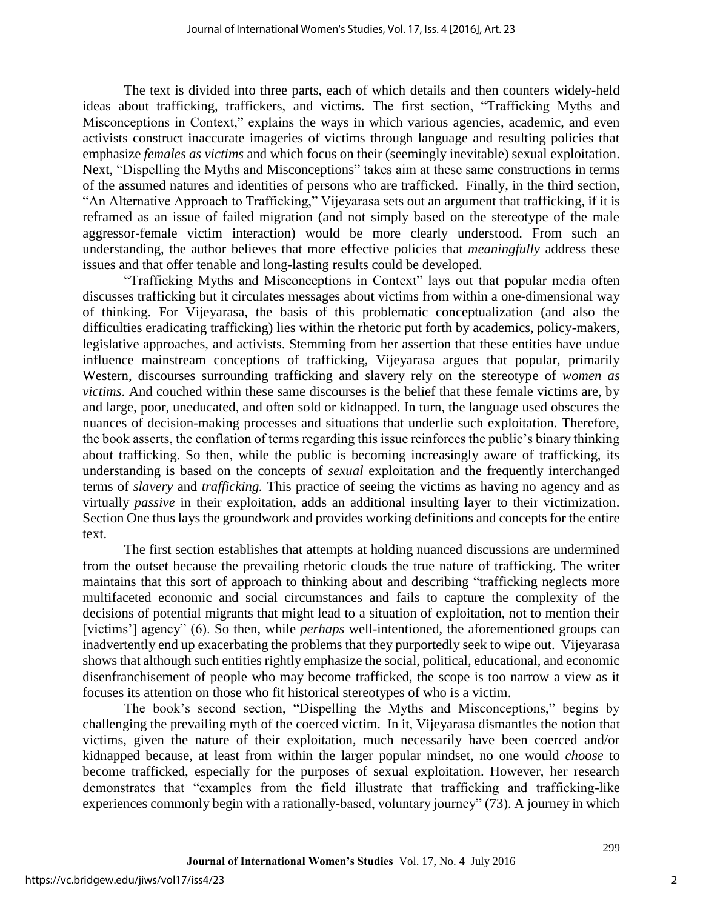The text is divided into three parts, each of which details and then counters widely-held ideas about trafficking, traffickers, and victims. The first section, "Trafficking Myths and Misconceptions in Context," explains the ways in which various agencies, academic, and even activists construct inaccurate imageries of victims through language and resulting policies that emphasize *females as victims* and which focus on their (seemingly inevitable) sexual exploitation. Next, "Dispelling the Myths and Misconceptions" takes aim at these same constructions in terms of the assumed natures and identities of persons who are trafficked. Finally, in the third section, "An Alternative Approach to Trafficking," Vijeyarasa sets out an argument that trafficking, if it is reframed as an issue of failed migration (and not simply based on the stereotype of the male aggressor-female victim interaction) would be more clearly understood. From such an understanding, the author believes that more effective policies that *meaningfully* address these issues and that offer tenable and long-lasting results could be developed.

"Trafficking Myths and Misconceptions in Context" lays out that popular media often discusses trafficking but it circulates messages about victims from within a one-dimensional way of thinking. For Vijeyarasa, the basis of this problematic conceptualization (and also the difficulties eradicating trafficking) lies within the rhetoric put forth by academics, policy-makers, legislative approaches, and activists. Stemming from her assertion that these entities have undue influence mainstream conceptions of trafficking, Vijeyarasa argues that popular, primarily Western, discourses surrounding trafficking and slavery rely on the stereotype of *women as victims*. And couched within these same discourses is the belief that these female victims are, by and large, poor, uneducated, and often sold or kidnapped. In turn, the language used obscures the nuances of decision-making processes and situations that underlie such exploitation. Therefore, the book asserts, the conflation of terms regarding this issue reinforces the public's binary thinking about trafficking. So then, while the public is becoming increasingly aware of trafficking, its understanding is based on the concepts of *sexual* exploitation and the frequently interchanged terms of *slavery* and *trafficking.* This practice of seeing the victims as having no agency and as virtually *passive* in their exploitation, adds an additional insulting layer to their victimization. Section One thus lays the groundwork and provides working definitions and concepts for the entire text.

The first section establishes that attempts at holding nuanced discussions are undermined from the outset because the prevailing rhetoric clouds the true nature of trafficking. The writer maintains that this sort of approach to thinking about and describing "trafficking neglects more multifaceted economic and social circumstances and fails to capture the complexity of the decisions of potential migrants that might lead to a situation of exploitation, not to mention their [victims'] agency" (6). So then, while *perhaps* well-intentioned, the aforementioned groups can inadvertently end up exacerbating the problems that they purportedly seek to wipe out. Vijeyarasa shows that although such entities rightly emphasize the social, political, educational, and economic disenfranchisement of people who may become trafficked, the scope is too narrow a view as it focuses its attention on those who fit historical stereotypes of who is a victim.

The book's second section, "Dispelling the Myths and Misconceptions," begins by challenging the prevailing myth of the coerced victim. In it, Vijeyarasa dismantles the notion that victims, given the nature of their exploitation, much necessarily have been coerced and/or kidnapped because, at least from within the larger popular mindset, no one would *choose* to become trafficked, especially for the purposes of sexual exploitation. However, her research demonstrates that "examples from the field illustrate that trafficking and trafficking-like experiences commonly begin with a rationally-based, voluntary journey" (73). A journey in which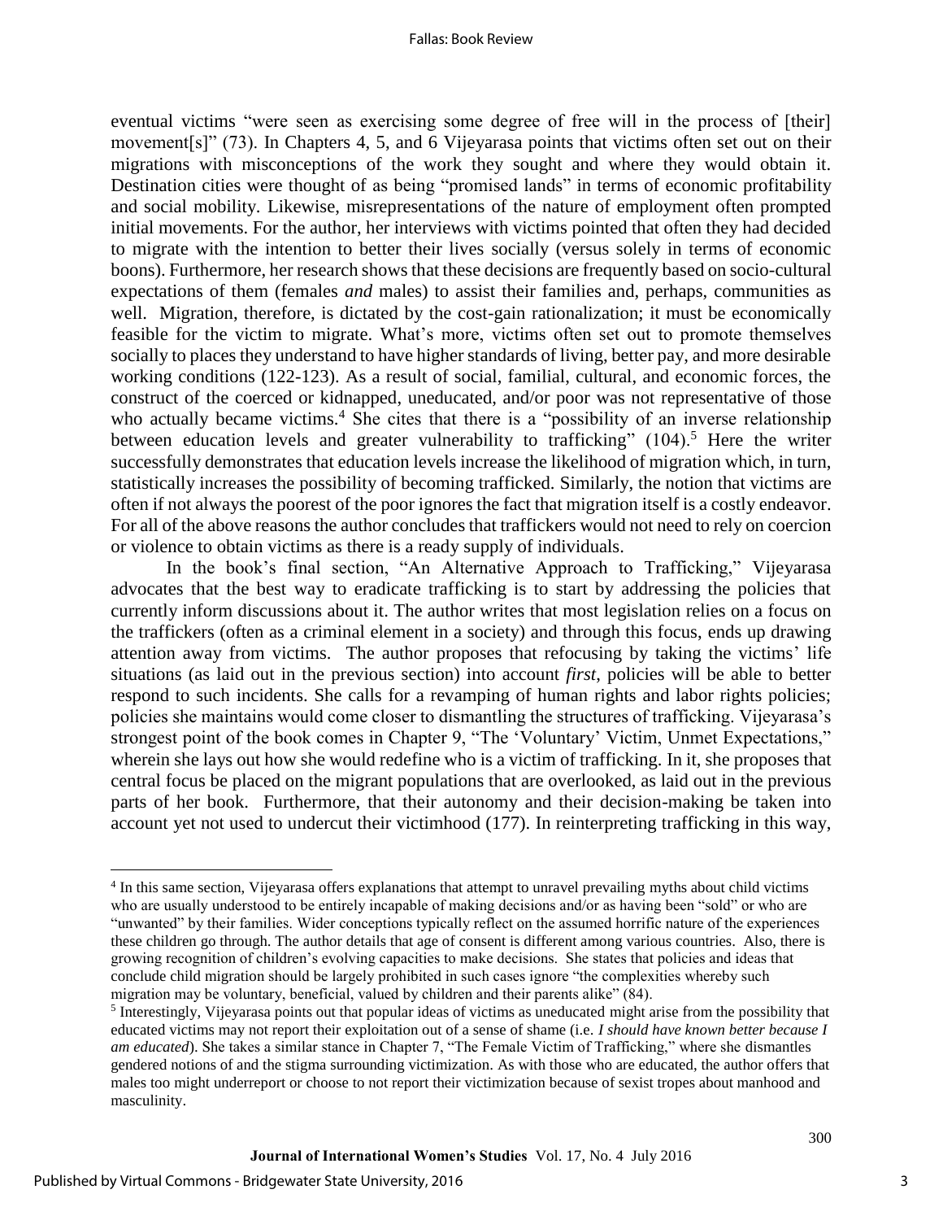eventual victims "were seen as exercising some degree of free will in the process of [their] movement[s]" (73). In Chapters 4, 5, and 6 Vijeyarasa points that victims often set out on their migrations with misconceptions of the work they sought and where they would obtain it. Destination cities were thought of as being "promised lands" in terms of economic profitability and social mobility. Likewise, misrepresentations of the nature of employment often prompted initial movements. For the author, her interviews with victims pointed that often they had decided to migrate with the intention to better their lives socially (versus solely in terms of economic boons). Furthermore, her research shows that these decisions are frequently based on socio-cultural expectations of them (females *and* males) to assist their families and, perhaps, communities as well. Migration, therefore, is dictated by the cost-gain rationalization; it must be economically feasible for the victim to migrate. What's more, victims often set out to promote themselves socially to places they understand to have higher standards of living, better pay, and more desirable working conditions (122-123). As a result of social, familial, cultural, and economic forces, the construct of the coerced or kidnapped, uneducated, and/or poor was not representative of those who actually became victims.[4] She cites that there is a "possibility of an inverse relationship between education levels and greater vulnerability to trafficking" (104).[5] Here the writer successfully demonstrates that education levels increase the likelihood of migration which, in turn, statistically increases the possibility of becoming trafficked. Similarly, the notion that victims are often if not always the poorest of the poor ignores the fact that migration itself is a costly endeavor. For all of the above reasons the author concludes that traffickers would not need to rely on coercion or violence to obtain victims as there is a ready supply of individuals.

In the book's final section, "An Alternative Approach to Trafficking," Vijeyarasa advocates that the best way to eradicate trafficking is to start by addressing the policies that currently inform discussions about it. The author writes that most legislation relies on a focus on the traffickers (often as a criminal element in a society) and through this focus, ends up drawing attention away from victims. The author proposes that refocusing by taking the victims' life situations (as laid out in the previous section) into account *first*, policies will be able to better respond to such incidents. She calls for a revamping of human rights and labor rights policies; policies she maintains would come closer to dismantling the structures of trafficking. Vijeyarasa's strongest point of the book comes in Chapter 9, "The 'Voluntary' Victim, Unmet Expectations," wherein she lays out how she would redefine who is a victim of trafficking. In it, she proposes that central focus be placed on the migrant populations that are overlooked, as laid out in the previous parts of her book. Furthermore, that their autonomy and their decision-making be taken into account yet not used to undercut their victimhood (177). In reinterpreting trafficking in this way,

---

[4] In this same section, Vijeyarasa offers explanations that attempt to unravel prevailing myths about child victims who are usually understood to be entirely incapable of making decisions and/or as having been "sold" or who are "unwanted" by their families. Wider conceptions typically reflect on the assumed horrific nature of the experiences these children go through. The author details that age of consent is different among various countries. Also, there is growing recognition of children's evolving capacities to make decisions. She states that policies and ideas that conclude child migration should be largely prohibited in such cases ignore "the complexities whereby such migration may be voluntary, beneficial, valued by children and their parents alike" (84).

[5] Interestingly, Vijeyarasa points out that popular ideas of victims as uneducated might arise from the possibility that educated victims may not report their exploitation out of a sense of shame (i.e. *I should have known better because I am educated*). She takes a similar stance in Chapter 7, "The Female Victim of Trafficking," where she dismantles gendered notions of and the stigma surrounding victimization. As with those who are educated, the author offers that males too might underreport or choose to not report their victimization because of sexist tropes about manhood and masculinity.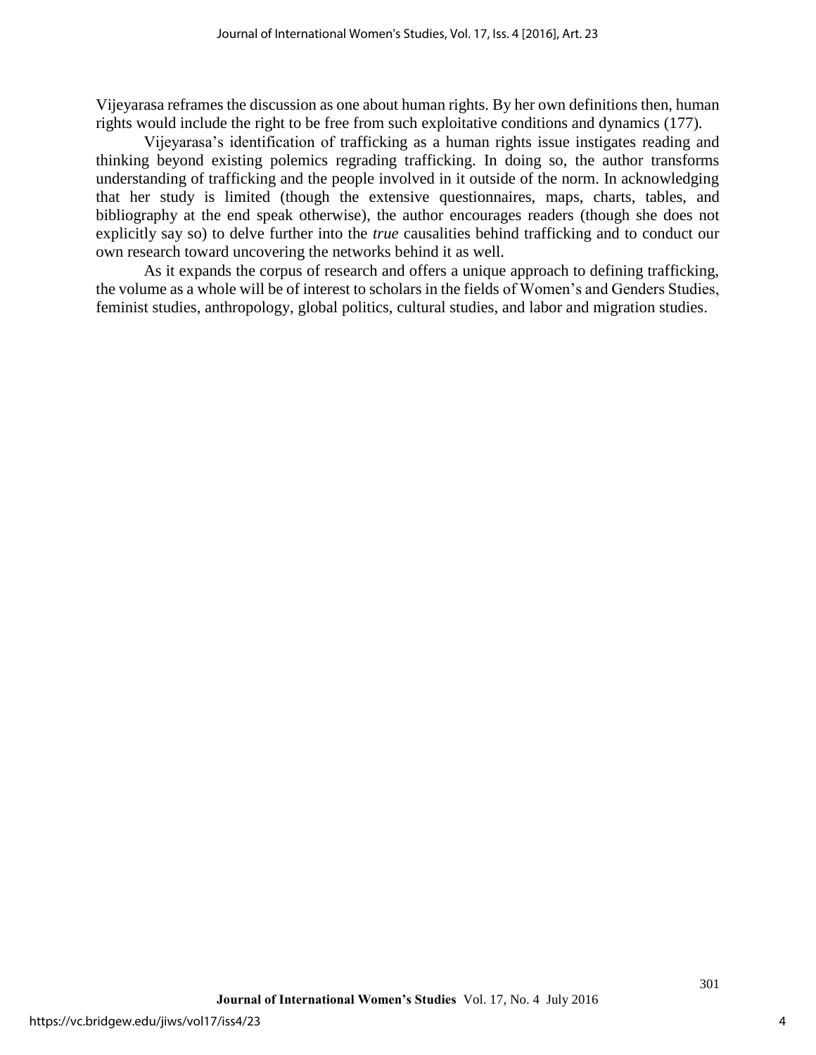Vijeyarasa reframes the discussion as one about human rights. By her own definitions then, human rights would include the right to be free from such exploitative conditions and dynamics (177).

Vijeyarasa's identification of trafficking as a human rights issue instigates reading and thinking beyond existing polemics regrading trafficking. In doing so, the author transforms understanding of trafficking and the people involved in it outside of the norm. In acknowledging that her study is limited (though the extensive questionnaires, maps, charts, tables, and bibliography at the end speak otherwise), the author encourages readers (though she does not explicitly say so) to delve further into the *true* causalities behind trafficking and to conduct our own research toward uncovering the networks behind it as well.

As it expands the corpus of research and offers a unique approach to defining trafficking, the volume as a whole will be of interest to scholars in the fields of Women's and Genders Studies, feminist studies, anthropology, global politics, cultural studies, and labor and migration studies.